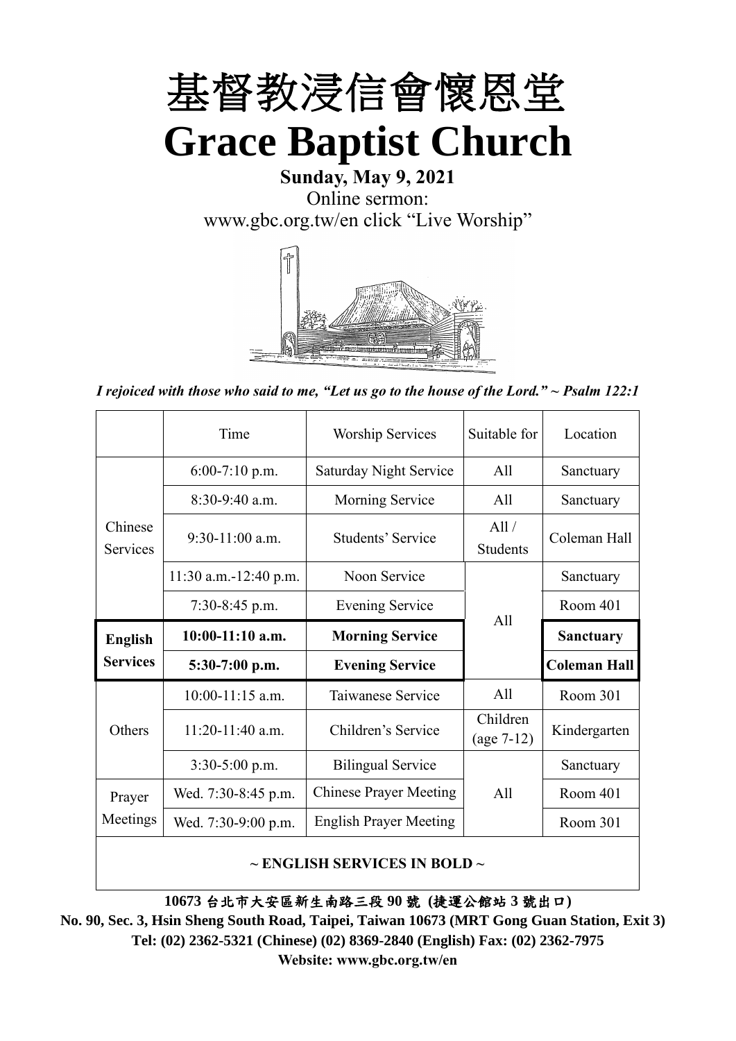# 基督教浸信會懷恩堂

# Grace Baptist Church

**Sunday, May 9, 2021**

Online sermon:

www.gbc.org.tw/en click "Live Worship"

*I rejoiced with those who said to me, "Let us go to the house of the Lord." ~ Psalm 122:1*

| | Time | Worship Services | Suitable for | Location |
|---|---|---|---|---|
| Chinese Services | 6:00-7:10 p.m. | Saturday Night Service | All | Sanctuary |
| | 8:30-9:40 a.m. | Morning Service | All | Sanctuary |
| | 9:30-11:00 a.m. | Students' Service | All / Students | Coleman Hall |
| | 11:30 a.m.-12:40 p.m. | Noon Service | All | Sanctuary |
| | 7:30-8:45 p.m. | Evening Service | All | Room 401 |
| **English Services** | **10:00-11:10 a.m.** | **Morning Service** | All | **Sanctuary** |
| | **5:30-7:00 p.m.** | **Evening Service** | All | **Coleman Hall** |
| Others | 10:00-11:15 a.m. | Taiwanese Service | All | Room 301 |
| | 11:20-11:40 a.m. | Children's Service | Children (age 7-12) | Kindergarten |
| | 3:30-5:00 p.m. | Bilingual Service | All | Sanctuary |
| Prayer Meetings | Wed. 7:30-8:45 p.m. | Chinese Prayer Meeting | All | Room 401 |
| | Wed. 7:30-9:00 p.m. | English Prayer Meeting | All | Room 301 |

**~ ENGLISH SERVICES IN BOLD ~**

**10673 台北市大安區新生南路三段 90 號 (捷運公館站 3 號出口)**

**No. 90, Sec. 3, Hsin Sheng South Road, Taipei, Taiwan 10673 (MRT Gong Guan Station, Exit 3)**

**Tel: (02) 2362-5321 (Chinese) (02) 8369-2840 (English) Fax: (02) 2362-7975**

**Website: www.gbc.org.tw/en**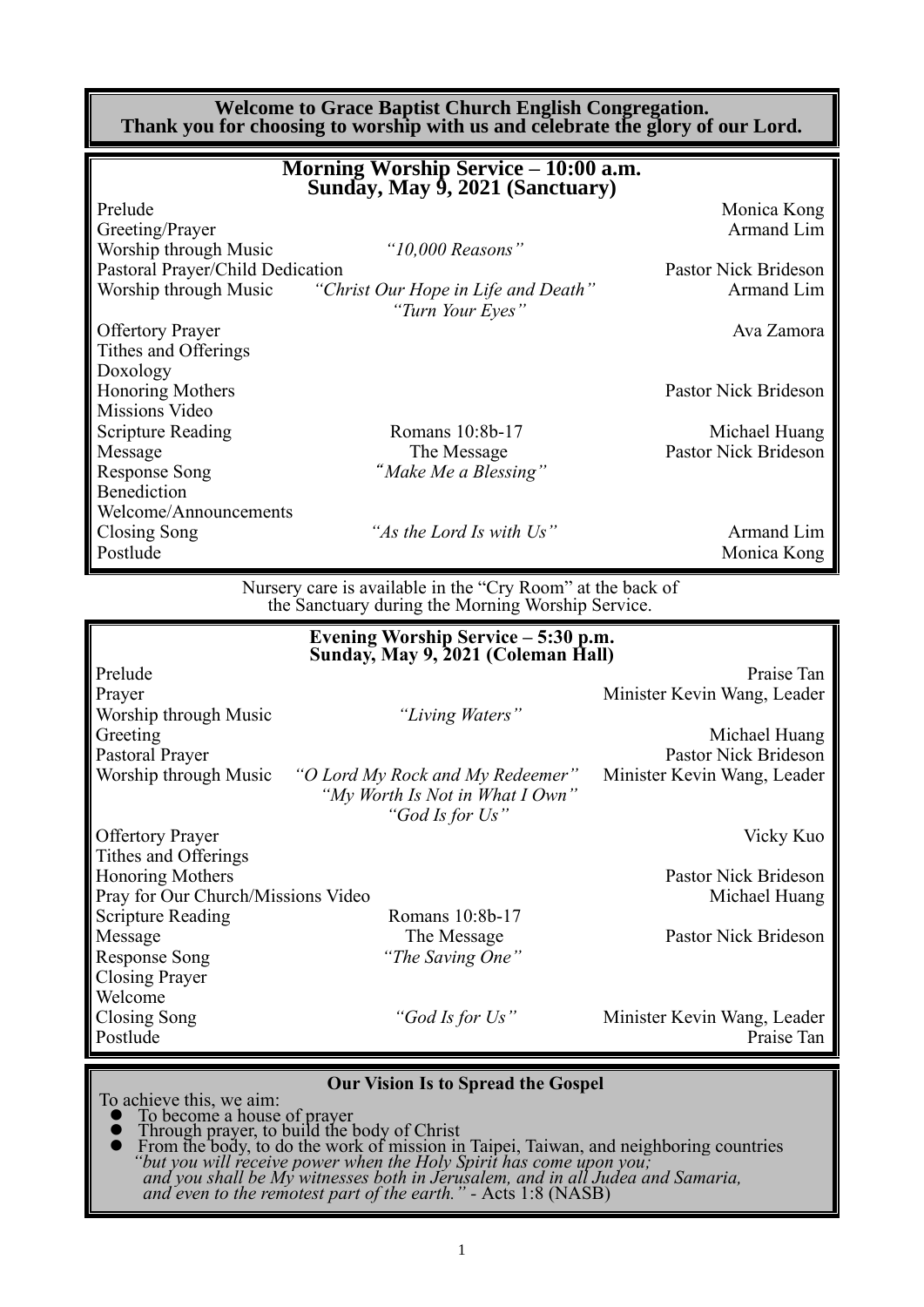**Welcome to Grace Baptist Church English Congregation.**
**Thank you for choosing to worship with us and celebrate the glory of our Lord.**

## Morning Worship Service – 10:00 a.m.
## Sunday, May 9, 2021 (Sanctuary)

| | | |
|---|---|---|
| Prelude | | Monica Kong |
| Greeting/Prayer | | Armand Lim |
| Worship through Music | *"10,000 Reasons"* | |
| Pastoral Prayer/Child Dedication | | Pastor Nick Brideson |
| Worship through Music | *"Christ Our Hope in Life and Death"* *"Turn Your Eyes"* | Armand Lim |
| Offertory Prayer | | Ava Zamora |
| Tithes and Offerings | | |
| Doxology | | |
| Honoring Mothers | | Pastor Nick Brideson |
| Missions Video | | |
| Scripture Reading | Romans 10:8b-17 | Michael Huang |
| Message | The Message | Pastor Nick Brideson |
| Response Song | *"Make Me a Blessing"* | |
| Benediction | | |
| Welcome/Announcements | | |
| Closing Song | *"As the Lord Is with Us"* | Armand Lim |
| Postlude | | Monica Kong |

Nursery care is available in the "Cry Room" at the back of the Sanctuary during the Morning Worship Service.

## Evening Worship Service – 5:30 p.m.
## Sunday, May 9, 2021 (Coleman Hall)

| | | |
|---|---|---|
| Prelude | | Praise Tan |
| Prayer | | Minister Kevin Wang, Leader |
| Worship through Music | *"Living Waters"* | |
| Greeting | | Michael Huang |
| Pastoral Prayer | | Pastor Nick Brideson |
| Worship through Music | *"O Lord My Rock and My Redeemer"* *"My Worth Is Not in What I Own"* *"God Is for Us"* | Minister Kevin Wang, Leader |
| Offertory Prayer | | Vicky Kuo |
| Tithes and Offerings | | |
| Honoring Mothers | | Pastor Nick Brideson |
| Pray for Our Church/Missions Video | | Michael Huang |
| Scripture Reading | Romans 10:8b-17 | |
| Message | The Message | Pastor Nick Brideson |
| Response Song | *"The Saving One"* | |
| Closing Prayer | | |
| Welcome | | |
| Closing Song | *"God Is for Us"* | Minister Kevin Wang, Leader |
| Postlude | | Praise Tan |

### Our Vision Is to Spread the Gospel

To achieve this, we aim:

- To become a house of prayer
- Through prayer, to build the body of Christ
- From the body, to do the work of mission in Taipei, Taiwan, and neighboring countries

*"but you will receive power when the Holy Spirit has come upon you; and you shall be My witnesses both in Jerusalem, and in all Judea and Samaria, and even to the remotest part of the earth."* - Acts 1:8 (NASB)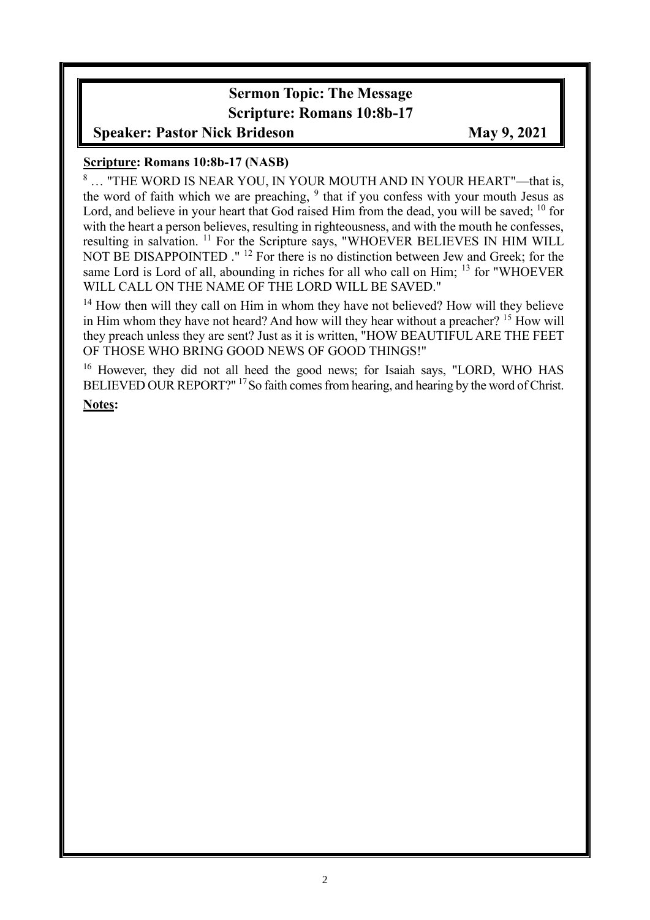## Sermon Topic: The Message
## Scripture: Romans 10:8b-17
**Speaker: Pastor Nick Brideson** **May 9, 2021**

**Scripture: Romans 10:8b-17 (NASB)**

[8] … "THE WORD IS NEAR YOU, IN YOUR MOUTH AND IN YOUR HEART"—that is, the word of faith which we are preaching, [9] that if you confess with your mouth Jesus as Lord, and believe in your heart that God raised Him from the dead, you will be saved; [10] for with the heart a person believes, resulting in righteousness, and with the mouth he confesses, resulting in salvation. [11] For the Scripture says, "WHOEVER BELIEVES IN HIM WILL NOT BE DISAPPOINTED ." [12] For there is no distinction between Jew and Greek; for the same Lord is Lord of all, abounding in riches for all who call on Him; [13] for "WHOEVER WILL CALL ON THE NAME OF THE LORD WILL BE SAVED."

[14] How then will they call on Him in whom they have not believed? How will they believe in Him whom they have not heard? And how will they hear without a preacher? [15] How will they preach unless they are sent? Just as it is written, "HOW BEAUTIFUL ARE THE FEET OF THOSE WHO BRING GOOD NEWS OF GOOD THINGS!"

[16] However, they did not all heed the good news; for Isaiah says, "LORD, WHO HAS BELIEVED OUR REPORT?" [17] So faith comes from hearing, and hearing by the word of Christ.

**Notes:**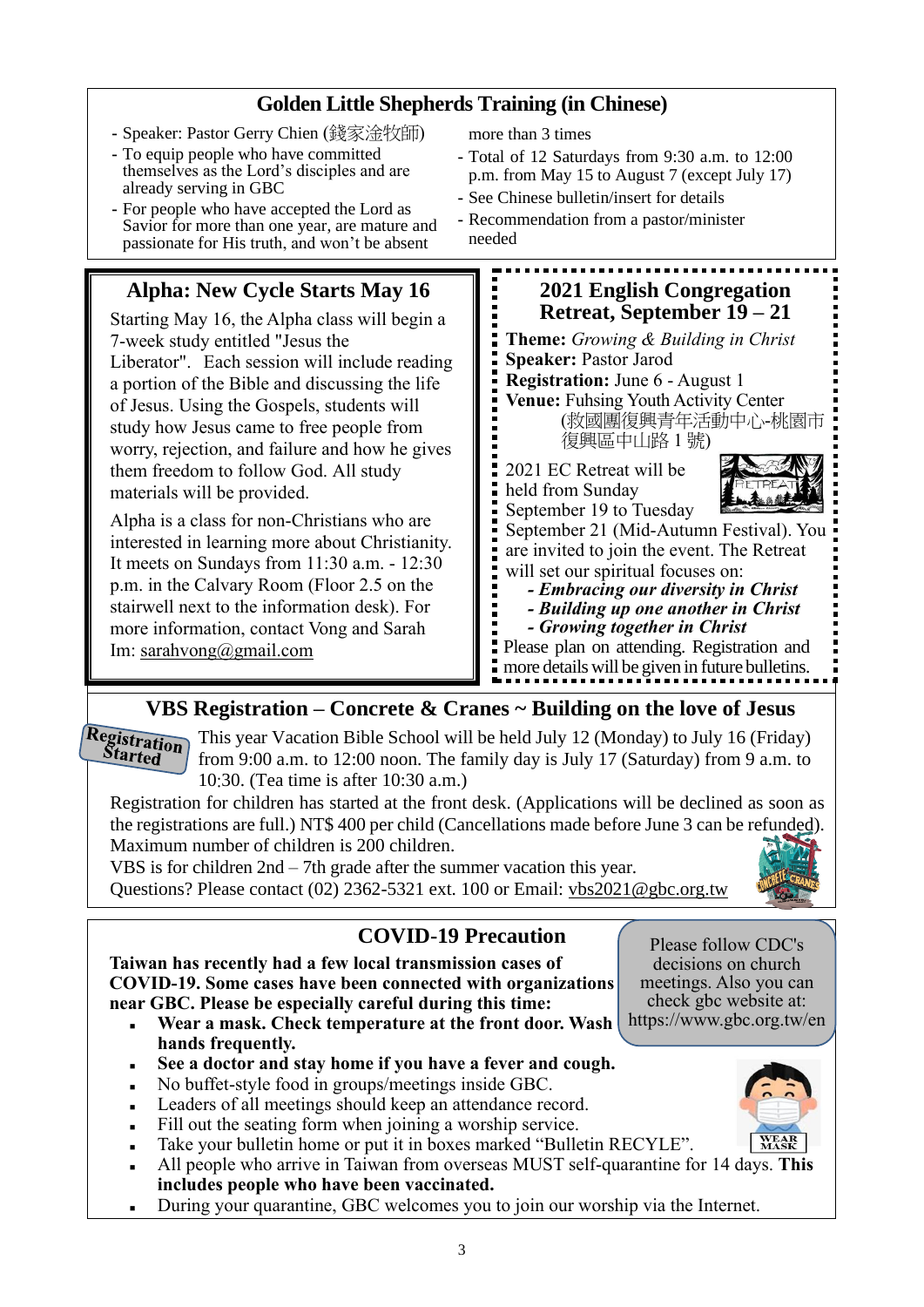## Golden Little Shepherds Training (in Chinese)

- Speaker: Pastor Gerry Chien (錢家淦牧師)
- To equip people who have committed themselves as the Lord's disciples and are already serving in GBC
- For people who have accepted the Lord as Savior for more than one year, are mature and passionate for His truth, and won't be absent more than 3 times
- Total of 12 Saturdays from 9:30 a.m. to 12:00 p.m. from May 15 to August 7 (except July 17)
- See Chinese bulletin/insert for details
- Recommendation from a pastor/minister needed

## Alpha: New Cycle Starts May 16

Starting May 16, the Alpha class will begin a 7-week study entitled "Jesus the Liberator". Each session will include reading a portion of the Bible and discussing the life of Jesus. Using the Gospels, students will study how Jesus came to free people from worry, rejection, and failure and how he gives them freedom to follow God. All study materials will be provided.

Alpha is a class for non-Christians who are interested in learning more about Christianity. It meets on Sundays from 11:30 a.m. - 12:30 p.m. in the Calvary Room (Floor 2.5 on the stairwell next to the information desk). For more information, contact Vong and Sarah Im: sarahvong@gmail.com

## 2021 English Congregation Retreat, September 19 – 21

**Theme:** *Growing & Building in Christ*
**Speaker:** Pastor Jarod
**Registration:** June 6 - August 1
**Venue:** Fuhsing Youth Activity Center (救國團復興青年活動中心-桃園市復興區中山路 1 號)

2021 EC Retreat will be held from Sunday September 19 to Tuesday September 21 (Mid-Autumn Festival). You are invited to join the event. The Retreat will set our spiritual focuses on:

- ***Embracing our diversity in Christ***
- ***Building up one another in Christ***
- ***Growing together in Christ***

Please plan on attending. Registration and more details will be given in future bulletins.

## VBS Registration – Concrete & Cranes ~ Building on the love of Jesus

**Registration Started**

This year Vacation Bible School will be held July 12 (Monday) to July 16 (Friday) from 9:00 a.m. to 12:00 noon. The family day is July 17 (Saturday) from 9 a.m. to 10:30. (Tea time is after 10:30 a.m.)

Registration for children has started at the front desk. (Applications will be declined as soon as the registrations are full.) NT$ 400 per child (Cancellations made before June 3 can be refunded). Maximum number of children is 200 children.

VBS is for children 2nd – 7th grade after the summer vacation this year.

Questions? Please contact (02) 2362-5321 ext. 100 or Email: vbs2021@gbc.org.tw

## COVID-19 Precaution

Please follow CDC's decisions on church meetings. Also you can check gbc website at: https://www.gbc.org.tw/en

**Taiwan has recently had a few local transmission cases of COVID-19. Some cases have been connected with organizations near GBC. Please be especially careful during this time:**

- **Wear a mask. Check temperature at the front door. Wash hands frequently.**
- **See a doctor and stay home if you have a fever and cough.**
- No buffet-style food in groups/meetings inside GBC.
- Leaders of all meetings should keep an attendance record.
- Fill out the seating form when joining a worship service.
- Take your bulletin home or put it in boxes marked "Bulletin RECYLE".
- All people who arrive in Taiwan from overseas MUST self-quarantine for 14 days. **This includes people who have been vaccinated.**
- During your quarantine, GBC welcomes you to join our worship via the Internet.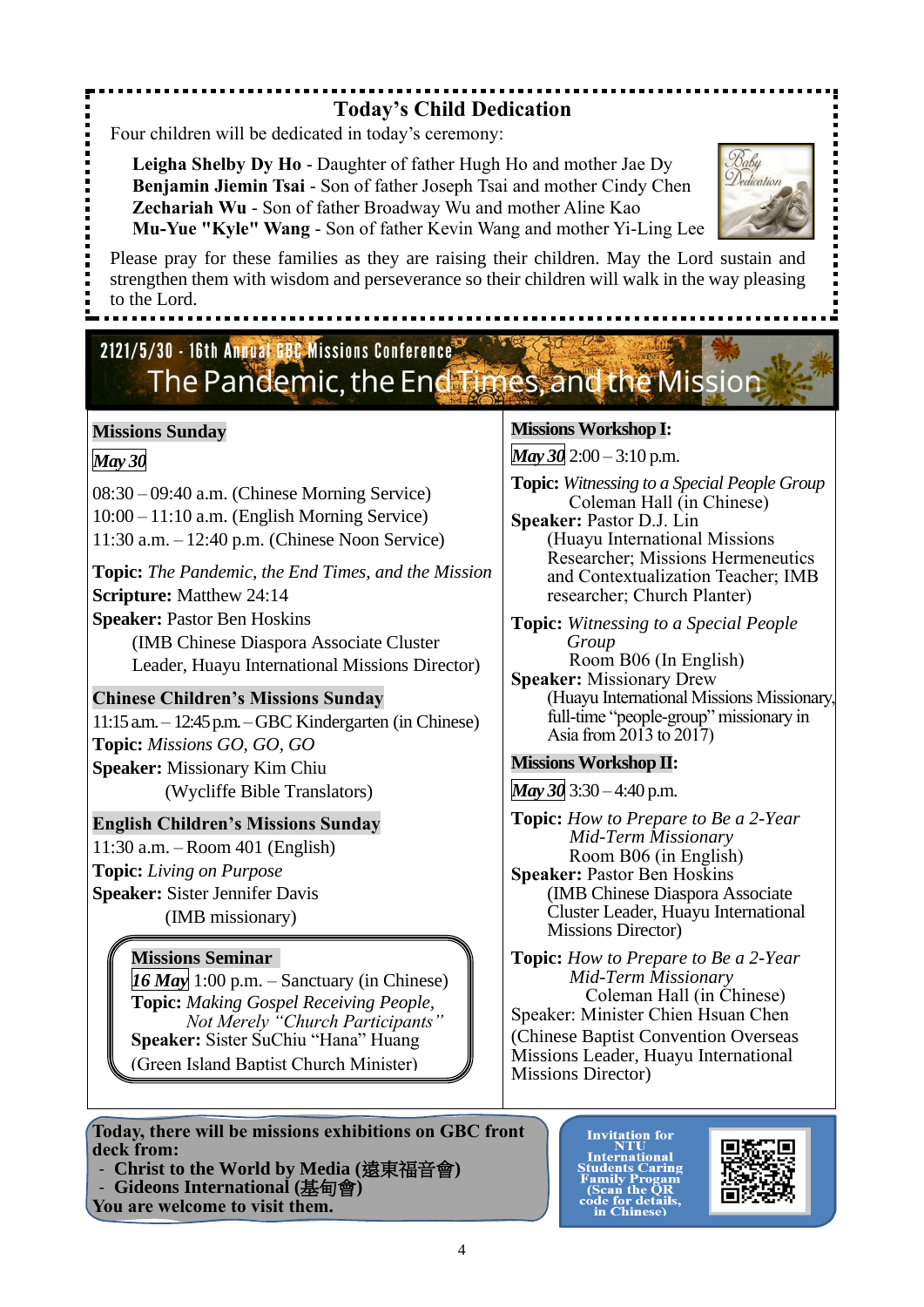## Today's Child Dedication

Four children will be dedicated in today's ceremony:

**Leigha Shelby Dy Ho** - Daughter of father Hugh Ho and mother Jae Dy
**Benjamin Jiemin Tsai** - Son of father Joseph Tsai and mother Cindy Chen
**Zechariah Wu** - Son of father Broadway Wu and mother Aline Kao
**Mu-Yue "Kyle" Wang** - Son of father Kevin Wang and mother Yi-Ling Lee

Please pray for these families as they are raising their children. May the Lord sustain and strengthen them with wisdom and perseverance so their children will walk in the way pleasing to the Lord.

## 2121/5/30 - 16th Annual GBC Missions Conference
## The Pandemic, the End Times, and the Mission

### Missions Sunday

***May 30***

08:30 – 09:40 a.m. (Chinese Morning Service)
10:00 – 11:10 a.m. (English Morning Service)
11:30 a.m. – 12:40 p.m. (Chinese Noon Service)

**Topic:** *The Pandemic, the End Times, and the Mission*
**Scripture:** Matthew 24:14
**Speaker:** Pastor Ben Hoskins
(IMB Chinese Diaspora Associate Cluster Leader, Huayu International Missions Director)

### Chinese Children's Missions Sunday

11:15 a.m. – 12:45 p.m. – GBC Kindergarten (in Chinese)
**Topic:** *Missions GO, GO, GO*
**Speaker:** Missionary Kim Chiu
(Wycliffe Bible Translators)

### English Children's Missions Sunday

11:30 a.m. – Room 401 (English)
**Topic:** *Living on Purpose*
**Speaker:** Sister Jennifer Davis
(IMB missionary)

### Missions Seminar

***16 May*** 1:00 p.m. – Sanctuary (in Chinese)
**Topic:** *Making Gospel Receiving People, Not Merely "Church Participants"*
**Speaker:** Sister SuChiu "Hana" Huang
(Green Island Baptist Church Minister)

### Missions Workshop I:

***May 30*** 2:00 – 3:10 p.m.

**Topic:** *Witnessing to a Special People Group*
Coleman Hall (in Chinese)
**Speaker:** Pastor D.J. Lin
(Huayu International Missions Researcher; Missions Hermeneutics and Contextualization Teacher; IMB researcher; Church Planter)

**Topic:** *Witnessing to a Special People Group*
Room B06 (In English)
**Speaker:** Missionary Drew
(Huayu International Missions Missionary, full-time "people-group" missionary in Asia from 2013 to 2017)

### Missions Workshop II:

***May 30*** 3:30 – 4:40 p.m.

**Topic:** *How to Prepare to Be a 2-Year Mid-Term Missionary*
Room B06 (in English)
**Speaker:** Pastor Ben Hoskins
(IMB Chinese Diaspora Associate Cluster Leader, Huayu International Missions Director)

**Topic:** *How to Prepare to Be a 2-Year Mid-Term Missionary*
Coleman Hall (in Chinese)
Speaker: Minister Chien Hsuan Chen
(Chinese Baptist Convention Overseas Missions Leader, Huayu International Missions Director)

**Today, there will be missions exhibitions on GBC front deck from:**
- **Christ to the World by Media (遠東福音會)**
- **Gideons International (基甸會)**

**You are welcome to visit them.**

**Invitation for NTU International Students Caring Family Progam (Scan the QR code for details, in Chinese)**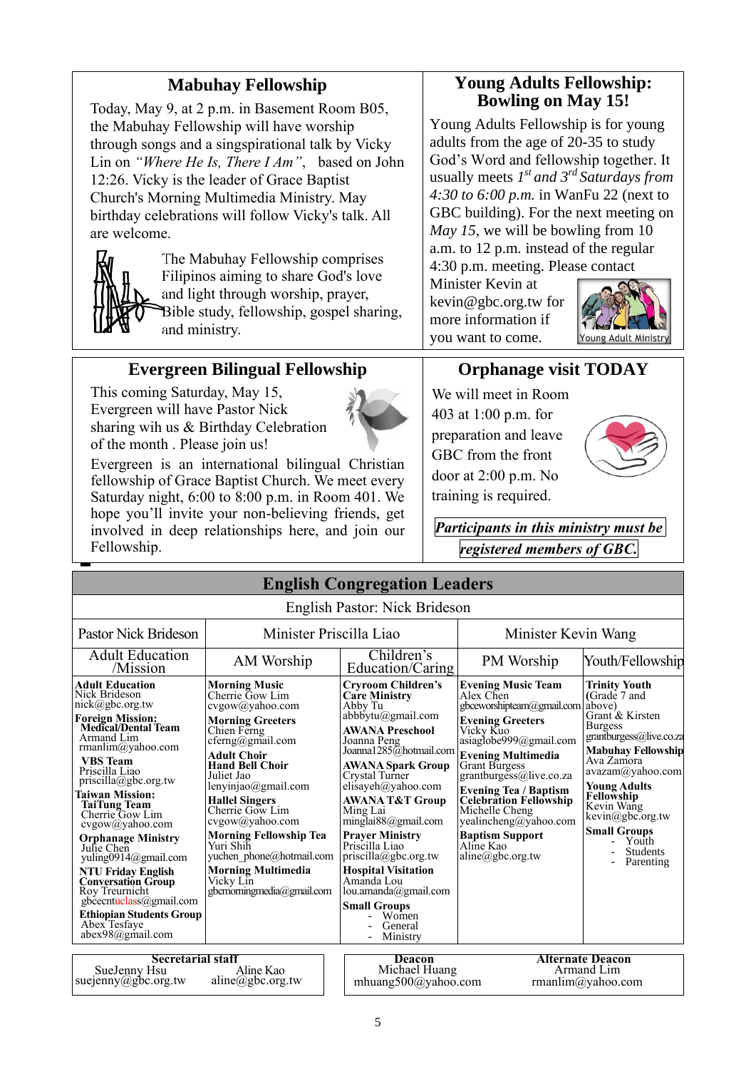## Mabuhay Fellowship

Today, May 9, at 2 p.m. in Basement Room B05, the Mabuhay Fellowship will have worship through songs and a singspirational talk by Vicky Lin on *"Where He Is, There I Am"*, based on John 12:26. Vicky is the leader of Grace Baptist Church's Morning Multimedia Ministry. May birthday celebrations will follow Vicky's talk. All are welcome.

The Mabuhay Fellowship comprises Filipinos aiming to share God's love and light through worship, prayer, Bible study, fellowship, gospel sharing, and ministry.

## Young Adults Fellowship: Bowling on May 15!

Young Adults Fellowship is for young adults from the age of 20-35 to study God's Word and fellowship together. It usually meets *1st and 3rd Saturdays from 4:30 to 6:00 p.m.* in WanFu 22 (next to GBC building). For the next meeting on *May 15*, we will be bowling from 10 a.m. to 12 p.m. instead of the regular 4:30 p.m. meeting. Please contact Minister Kevin at kevin@gbc.org.tw for more information if you want to come.

Young Adult Ministry

## Evergreen Bilingual Fellowship

This coming Saturday, May 15, Evergreen will have Pastor Nick sharing wih us & Birthday Celebration of the month . Please join us!

Evergreen is an international bilingual Christian fellowship of Grace Baptist Church. We meet every Saturday night, 6:00 to 8:00 p.m. in Room 401. We hope you'll invite your non-believing friends, get involved in deep relationships here, and join our Fellowship.

## Orphanage visit TODAY

We will meet in Room 403 at 1:00 p.m. for preparation and leave GBC from the front door at 2:00 p.m. No training is required.

***Participants in this ministry must be registered members of GBC.***

## English Congregation Leaders

English Pastor: Nick Brideson

| Pastor Nick Brideson | Minister Priscilla Liao | | Minister Kevin Wang | |
|---|---|---|---|---|
| Adult Education /Mission | AM Worship | Children's Education/Caring | PM Worship | Youth/Fellowship |
| **Adult Education** Nick Brideson nick@gbc.org.tw<br>**Foreign Mission: Medical/Dental Team** Armand Lim rmanlim@yahoo.com<br>**VBS Team** Priscilla Liao priscilla@gbc.org.tw<br>**Taiwan Mission: TaiTung Team** Cherrie Gow Lim cvgow@yahoo.com<br>**Orphanage Ministry** Julie Chen yuling0914@gmail.com<br>**NTU Friday English Conversation Group** Roy Treurnicht gbcecntuclass@gmail.com<br>**Ethiopian Students Group** Abex Tesfaye abex98@gmail.com | **Morning Music** Cherrie Gow Lim cvgow@yahoo.com<br>**Morning Greeters** Chien Ferng cferng@gmail.com<br>**Adult Choir**<br>**Hand Bell Choir** Juliet Jao lenyinjao@gmail.com<br>**Hallel Singers** Cherrie Gow Lim cvgow@yahoo.com<br>**Morning Fellowship Tea** Yuri Shih yuchen_phone@hotmail.com<br>**Morning Multimedia** Vicky Lin gbcmorningmedia@gmail.com | **Cryroom Children's Care Ministry** Abby Tu abbbytu@gmail.com<br>**AWANA Preschool** Joanna Peng Joanna1285@hotmail.com<br>**AWANA Spark Group** Crystal Turner elisayeh@yahoo.com<br>**AWANA T&T Group** Ming Lai minglai88@gmail.com<br>**Prayer Ministry** Priscilla Liao priscilla@gbc.org.tw<br>**Hospital Visitation** Amanda Lou lou.amanda@gmail.com<br>**Small Groups**<br>- Women<br>- General<br>- Ministry | **Evening Music Team** Alex Chen gbceworshipteam@gmail.com<br>**Evening Greeters** Vicky Kuo asiaglobe999@gmail.com<br>**Evening Multimedia** Grant Burgess grantburgess@live.co.za<br>**Evening Tea / Baptism Celebration Fellowship** Michelle Cheng yealincheng@yahoo.com<br>**Baptism Support** Aline Kao aline@gbc.org.tw | **Trinity Youth** (Grade 7 and above) Grant & Kirsten Burgess grantburgess@live.co.za<br>**Mabuhay Fellowship** Ava Zamora avazam@yahoo.com<br>**Young Adults Fellowship** Kevin Wang kevin@gbc.org.tw<br>**Small Groups**<br>- Youth<br>- Students<br>- Parenting |

| Secretarial staff | | Deacon | Alternate Deacon |
|---|---|---|---|
| SueJenny Hsu suejenny@gbc.org.tw | Aline Kao aline@gbc.org.tw | Michael Huang mhuang500@yahoo.com | Armand Lim rmanlim@yahoo.com |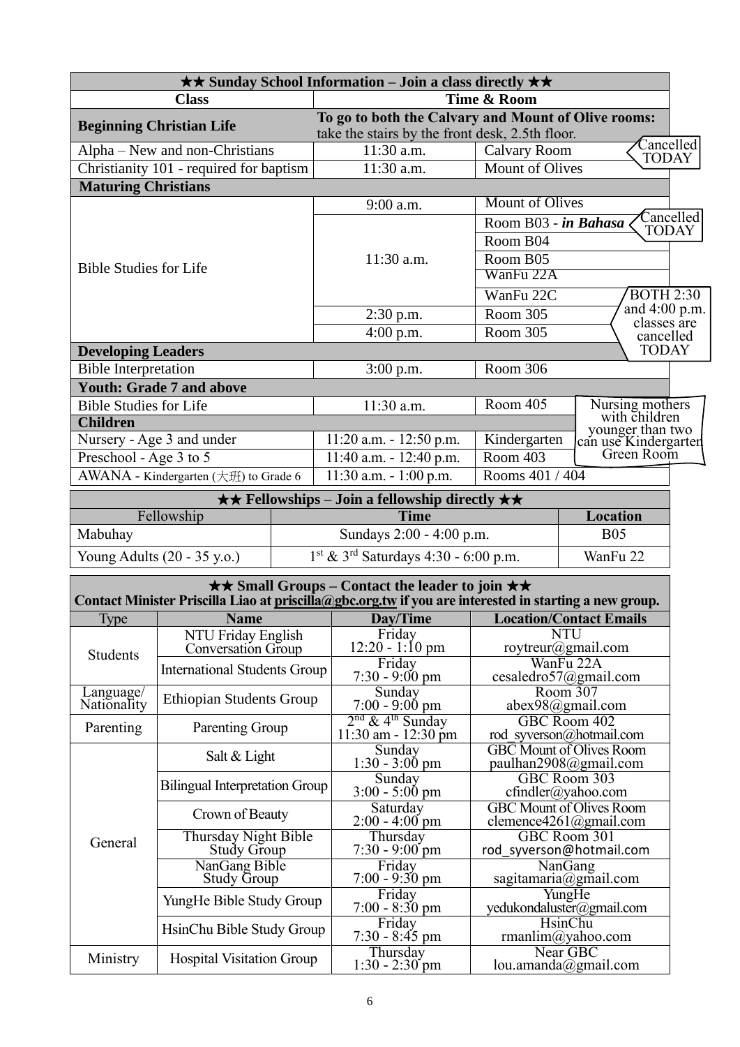| ★★ Sunday School Information – Join a class directly ★★ | | |
|---|---|---|
| **Class** | **Time & Room** | |
| **Beginning Christian Life** | **To go to both the Calvary and Mount of Olive rooms:** take the stairs by the front desk, 2.5th floor. | |
| Alpha – New and non-Christians | 11:30 a.m. | Calvary Room (Cancelled TODAY) |
| Christianity 101 - required for baptism | 11:30 a.m. | Mount of Olives |
| **Maturing Christians** | | |
| Bible Studies for Life | 9:00 a.m. | Mount of Olives |
| | 11:30 a.m. | Room B03 - ***in Bahasa*** (Cancelled TODAY) |
| | | Room B04 |
| | | Room B05 |
| | | WanFu 22A |
| | | WanFu 22C |
| | 2:30 p.m. | Room 305 (BOTH 2:30 and 4:00 p.m. classes are cancelled TODAY) |
| | 4:00 p.m. | Room 305 |
| **Developing Leaders** | | |
| Bible Interpretation | 3:00 p.m. | Room 306 |
| **Youth: Grade 7 and above** | | |
| Bible Studies for Life | 11:30 a.m. | Room 405 |
| **Children** | | |
| Nursery - Age 3 and under | 11:20 a.m. - 12:50 p.m. | Kindergarten (Nursing mothers with children younger than two can use Kindergarten Green Room) |
| Preschool - Age 3 to 5 | 11:40 a.m. - 12:40 p.m. | Room 403 |
| AWANA - Kindergarten (大班) to Grade 6 | 11:30 a.m. - 1:00 p.m. | Rooms 401 / 404 |

| ★★ Fellowships – Join a fellowship directly ★★ | | |
|---|---|---|
| Fellowship | **Time** | **Location** |
| Mabuhay | Sundays 2:00 - 4:00 p.m. | B05 |
| Young Adults (20 - 35 y.o.) | 1st & 3rd Saturdays 4:30 - 6:00 p.m. | WanFu 22 |

**★★ Small Groups – Contact the leader to join ★★**
**Contact Minister Priscilla Liao at priscilla@gbc.org.tw if you are interested in starting a new group.**

| Type | Name | Day/Time | Location/Contact Emails |
|---|---|---|---|
| Students | NTU Friday English Conversation Group | Friday 12:20 - 1:10 pm | NTU roytreur@gmail.com |
| | International Students Group | Friday 7:30 - 9:00 pm | WanFu 22A cesaledro57@gmail.com |
| Language/ Nationality | Ethiopian Students Group | Sunday 7:00 - 9:00 pm | Room 307 abex98@gmail.com |
| Parenting | Parenting Group | 2nd & 4th Sunday 11:30 am - 12:30 pm | GBC Room 402 rod_syverson@hotmail.com |
| General | Salt & Light | Sunday 1:30 - 3:00 pm | GBC Mount of Olives Room paulhan2908@gmail.com |
| | Bilingual Interpretation Group | Sunday 3:00 - 5:00 pm | GBC Room 303 cfindler@yahoo.com |
| | Crown of Beauty | Saturday 2:00 - 4:00 pm | GBC Mount of Olives Room clemence4261@gmail.com |
| | Thursday Night Bible Study Group | Thursday 7:30 - 9:00 pm | GBC Room 301 rod_syverson@hotmail.com |
| | NanGang Bible Study Group | Friday 7:00 - 9:30 pm | NanGang sagitamaria@gmail.com |
| | YungHe Bible Study Group | Friday 7:00 - 8:30 pm | YungHe yedukondaluster@gmail.com |
| | HsinChu Bible Study Group | Friday 7:30 - 8:45 pm | HsinChu rmanlim@yahoo.com |
| Ministry | Hospital Visitation Group | Thursday 1:30 - 2:30 pm | Near GBC lou.amanda@gmail.com |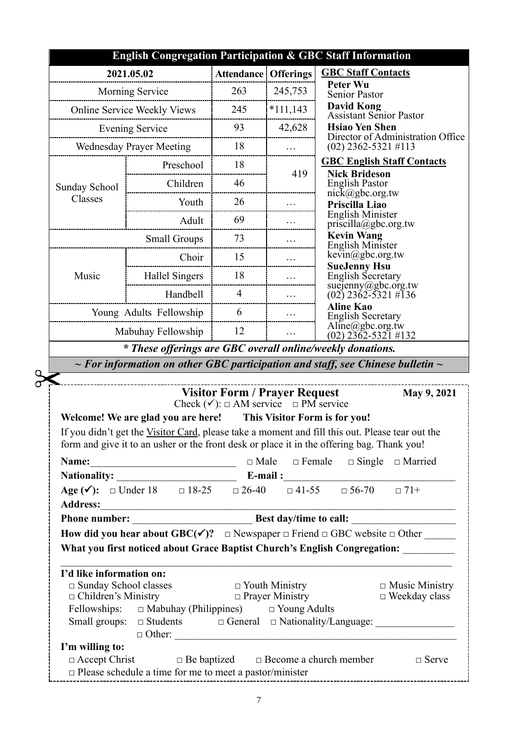## English Congregation Participation & GBC Staff Information

| 2021.05.02 | | Attendance | Offerings |
|---|---|---|---|
| Morning Service | | 263 | 245,753 |
| Online Service Weekly Views | | 245 | *111,143 |
| Evening Service | | 93 | 42,628 |
| Wednesday Prayer Meeting | | 18 | … |
| Sunday School Classes | Preschool | 18 | 419 |
| | Children | 46 | |
| | Youth | 26 | … |
| | Adult | 69 | … |
| Small Groups | | 73 | … |
| Music | Choir | 15 | … |
| | Hallel Singers | 18 | … |
| | Handbell | 4 | … |
| Young Adults Fellowship | | 6 | … |
| Mabuhay Fellowship | | 12 | … |

**GBC Staff Contacts**

**Peter Wu**
Senior Pastor

**David Kong**
Assistant Senior Pastor

**Hsiao Yen Shen**
Director of Administration Office
(02) 2362-5321 #113

**GBC English Staff Contacts**

**Nick Brideson**
English Pastor
nick@gbc.org.tw

**Priscilla Liao**
English Minister
priscilla@gbc.org.tw

**Kevin Wang**
English Minister
kevin@gbc.org.tw

**SueJenny Hsu**
English Secretary
suejenny@gbc.org.tw
(02) 2362-5321 #136

**Aline Kao**
English Secretary
Aline@gbc.org.tw
(02) 2362-5321 #132

***\* These offerings are GBC overall online/weekly donations.***

***~ For information on other GBC participation and staff, see Chinese bulletin ~***

---

### Visitor Form / Prayer Request

**May 9, 2021**

Check (✓): □ AM service □ PM service

**Welcome! We are glad you are here! This Visitor Form is for you!**

If you didn't get the Visitor Card, please take a moment and fill this out. Please tear out the form and give it to an usher or the front desk or place it in the offering bag. Thank you!

**Name:**____________________________ □ Male □ Female □ Single □ Married

**Nationality:** ________________________ **E-mail :**________________________________

**Age (✓):** □ Under 18 □ 18-25 □ 26-40 □ 41-55 □ 56-70 □ 71+

**Address:**_______________________________________________________________

**Phone number:** _______________________ **Best day/time to call:** ____________________

**How did you hear about GBC(✓)?** □ Newspaper □ Friend □ GBC website □ Other ______

**What you first noticed about Grace Baptist Church's English Congregation:** __________

_____________________________________________________________________________

**I'd like information on:**

□ Sunday School classes □ Youth Ministry □ Music Ministry
□ Children's Ministry □ Prayer Ministry □ Weekday class

Fellowships: □ Mabuhay (Philippines) □ Young Adults

Small groups: □ Students □ General □ Nationality/Language: _______________

□ Other: ________________________________________________________

**I'm willing to:**

□ Accept Christ □ Be baptized □ Become a church member □ Serve

□ Please schedule a time for me to meet a pastor/minister